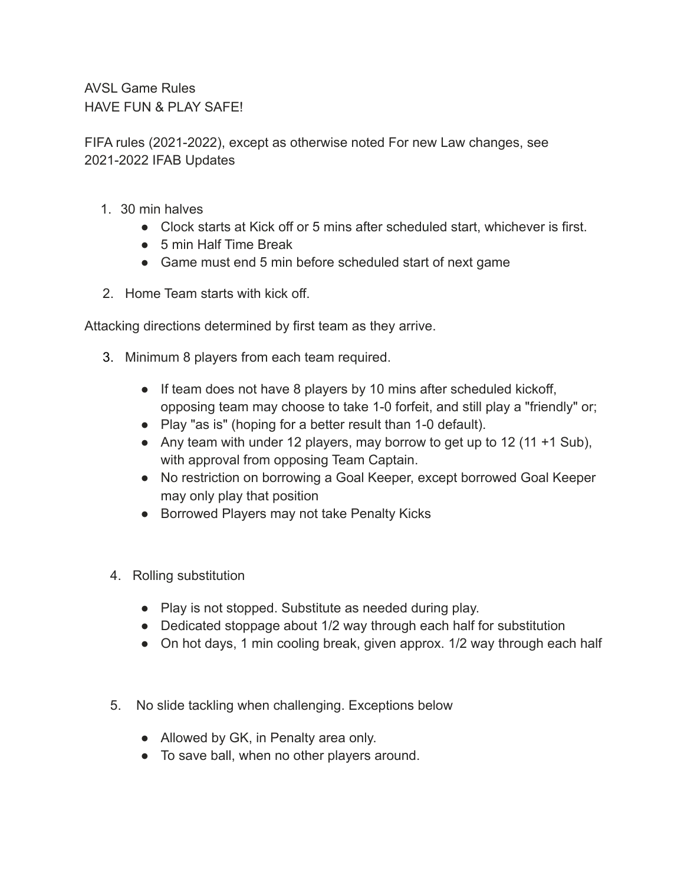AVSL Game Rules
HAVE FUN & PLAY SAFE!

FIFA rules (2021-2022), except as otherwise noted For new Law changes, see 2021-2022 IFAB Updates

1. 30 min halves
    - Clock starts at Kick off or 5 mins after scheduled start, whichever is first.
    - 5 min Half Time Break
    - Game must end 5 min before scheduled start of next game
2. Home Team starts with kick off.

Attacking directions determined by first team as they arrive.

3. Minimum 8 players from each team required.
    - If team does not have 8 players by 10 mins after scheduled kickoff, opposing team may choose to take 1-0 forfeit, and still play a "friendly" or;
    - Play "as is" (hoping for a better result than 1-0 default).
    - Any team with under 12 players, may borrow to get up to 12 (11 +1 Sub), with approval from opposing Team Captain.
    - No restriction on borrowing a Goal Keeper, except borrowed Goal Keeper may only play that position
    - Borrowed Players may not take Penalty Kicks

4. Rolling substitution
    - Play is not stopped. Substitute as needed during play.
    - Dedicated stoppage about 1/2 way through each half for substitution
    - On hot days, 1 min cooling break, given approx. 1/2 way through each half

5. No slide tackling when challenging. Exceptions below
    - Allowed by GK, in Penalty area only.
    - To save ball, when no other players around.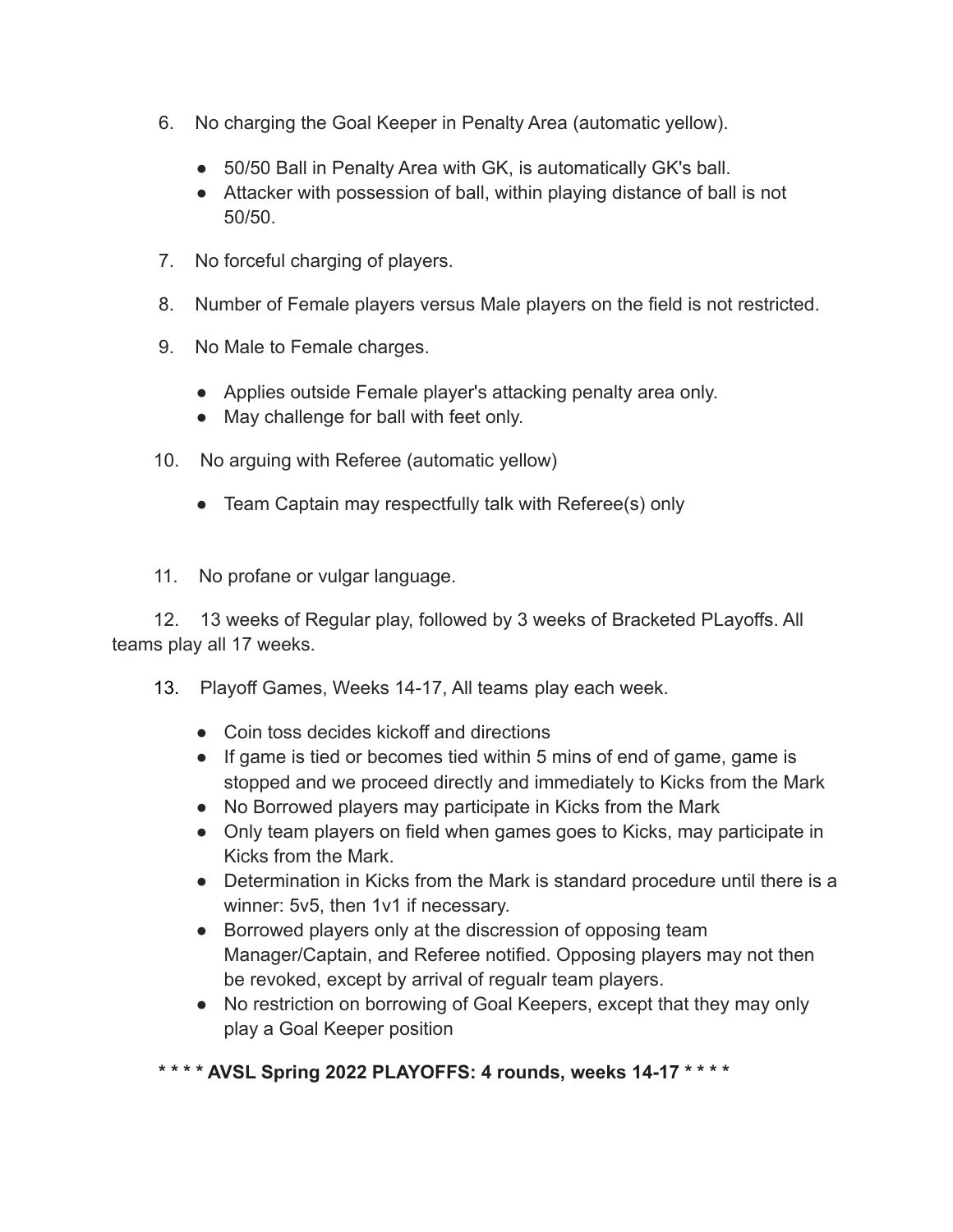6. No charging the Goal Keeper in Penalty Area (automatic yellow).
    - 50/50 Ball in Penalty Area with GK, is automatically GK's ball.
    - Attacker with possession of ball, within playing distance of ball is not 50/50.

7. No forceful charging of players.

8. Number of Female players versus Male players on the field is not restricted.

9. No Male to Female charges.
    - Applies outside Female player's attacking penalty area only.
    - May challenge for ball with feet only.

10. No arguing with Referee (automatic yellow)
    - Team Captain may respectfully talk with Referee(s) only

11. No profane or vulgar language.

12. 13 weeks of Regular play, followed by 3 weeks of Bracketed PLayoffs. All teams play all 17 weeks.

13. Playoff Games, Weeks 14-17, All teams play each week.
    - Coin toss decides kickoff and directions
    - If game is tied or becomes tied within 5 mins of end of game, game is stopped and we proceed directly and immediately to Kicks from the Mark
    - No Borrowed players may participate in Kicks from the Mark
    - Only team players on field when games goes to Kicks, may participate in Kicks from the Mark.
    - Determination in Kicks from the Mark is standard procedure until there is a winner: 5v5, then 1v1 if necessary.
    - Borrowed players only at the discression of opposing team Manager/Captain, and Referee notified. Opposing players may not then be revoked, except by arrival of regualr team players.
    - No restriction on borrowing of Goal Keepers, except that they may only play a Goal Keeper position

**\* \* \* \* AVSL Spring 2022 PLAYOFFS: 4 rounds, weeks 14-17 \* \* \* \***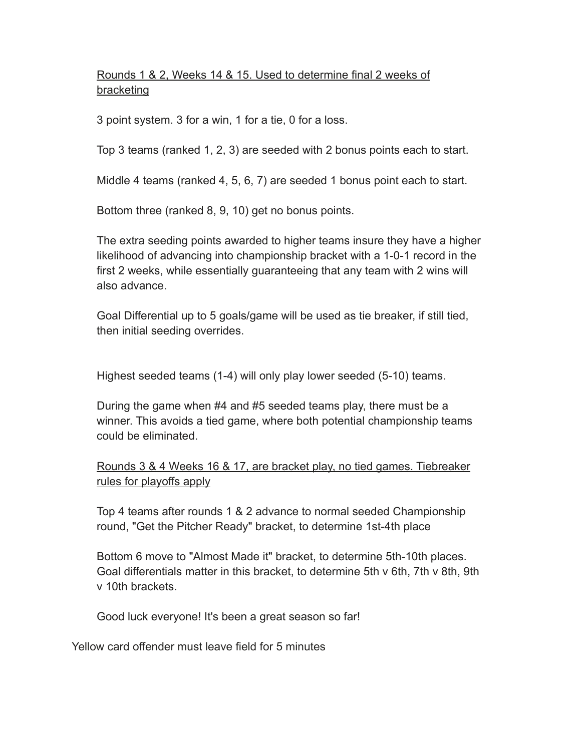<u>Rounds 1 & 2, Weeks 14 & 15. Used to determine final 2 weeks of bracketing</u>

3 point system. 3 for a win, 1 for a tie, 0 for a loss.

Top 3 teams (ranked 1, 2, 3) are seeded with 2 bonus points each to start.

Middle 4 teams (ranked 4, 5, 6, 7) are seeded 1 bonus point each to start.

Bottom three (ranked 8, 9, 10) get no bonus points.

The extra seeding points awarded to higher teams insure they have a higher likelihood of advancing into championship bracket with a 1-0-1 record in the first 2 weeks, while essentially guaranteeing that any team with 2 wins will also advance.

Goal Differential up to 5 goals/game will be used as tie breaker, if still tied, then initial seeding overrides.

Highest seeded teams (1-4) will only play lower seeded (5-10) teams.

During the game when #4 and #5 seeded teams play, there must be a winner. This avoids a tied game, where both potential championship teams could be eliminated.

<u>Rounds 3 & 4 Weeks 16 & 17, are bracket play, no tied games. Tiebreaker rules for playoffs apply</u>

Top 4 teams after rounds 1 & 2 advance to normal seeded Championship round, "Get the Pitcher Ready" bracket, to determine 1st-4th place

Bottom 6 move to "Almost Made it" bracket, to determine 5th-10th places. Goal differentials matter in this bracket, to determine 5th v 6th, 7th v 8th, 9th v 10th brackets.

Good luck everyone! It's been a great season so far!

Yellow card offender must leave field for 5 minutes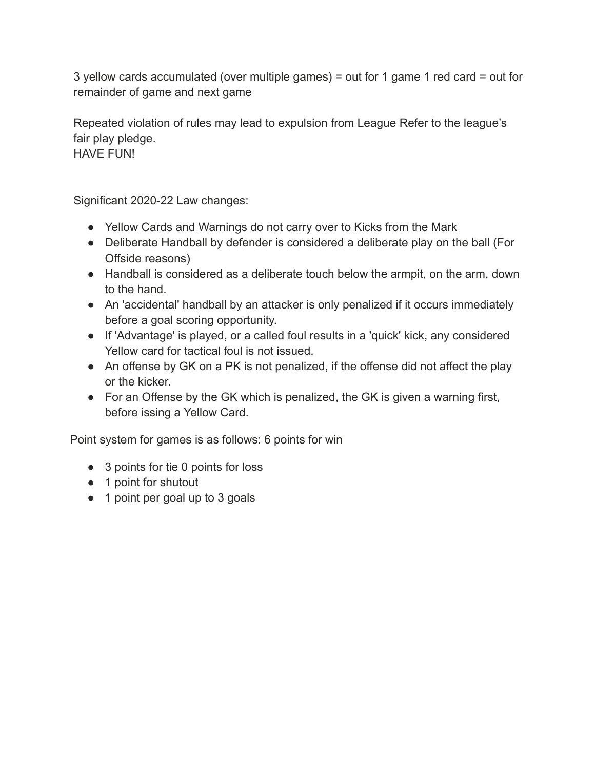3 yellow cards accumulated (over multiple games) = out for 1 game 1 red card = out for remainder of game and next game

Repeated violation of rules may lead to expulsion from League Refer to the league's fair play pledge.
HAVE FUN!

Significant 2020-22 Law changes:

- Yellow Cards and Warnings do not carry over to Kicks from the Mark
- Deliberate Handball by defender is considered a deliberate play on the ball (For Offside reasons)
- Handball is considered as a deliberate touch below the armpit, on the arm, down to the hand.
- An 'accidental' handball by an attacker is only penalized if it occurs immediately before a goal scoring opportunity.
- If 'Advantage' is played, or a called foul results in a 'quick' kick, any considered Yellow card for tactical foul is not issued.
- An offense by GK on a PK is not penalized, if the offense did not affect the play or the kicker.
- For an Offense by the GK which is penalized, the GK is given a warning first, before issing a Yellow Card.

Point system for games is as follows: 6 points for win

- 3 points for tie 0 points for loss
- 1 point for shutout
- 1 point per goal up to 3 goals